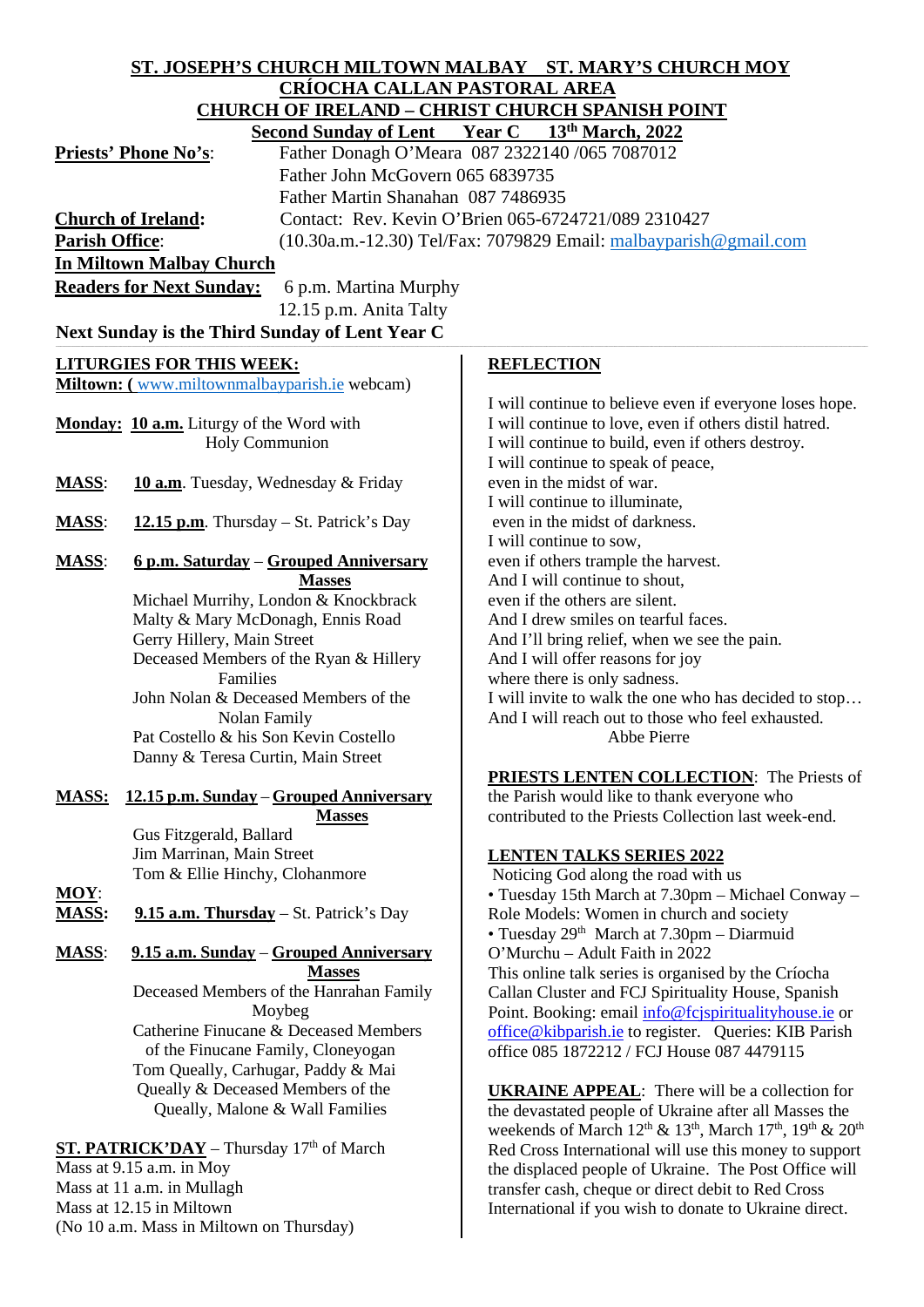**ST. JOSEPH'S CHURCH MILTOWN MALBAY ST. MARY'S CHURCH MOY**
**CRÍOCHA CALLAN PASTORAL AREA**
**CHURCH OF IRELAND – CHRIST CHURCH SPANISH POINT**
**Second Sunday of Lent Year C 13th March, 2022**

**Priests' Phone No's**: Father Donagh O'Meara 087 2322140 /065 7087012
Father John McGovern 065 6839735
Father Martin Shanahan 087 7486935

**Church of Ireland**: Contact: Rev. Kevin O'Brien 065-6724721/089 2310427

**Parish Office**: (10.30a.m.-12.30) Tel/Fax: 7079829 Email: malbayparish@gmail.com

**In Miltown Malbay Church**

**Readers for Next Sunday:** 6 p.m. Martina Murphy
12.15 p.m. Anita Talty

**Next Sunday is the Third Sunday of Lent Year C**

## LITURGIES FOR THIS WEEK:

**Miltown: (** www.miltownmalbayparish.ie webcam)

**Monday: 10 a.m.** Liturgy of the Word with Holy Communion

**MASS**: **10 a.m**. Tuesday, Wednesday & Friday

**MASS**: **12.15 p.m**. Thursday – St. Patrick's Day

**MASS**: **6 p.m. Saturday** – **Grouped Anniversary Masses**
Michael Murrihy, London & Knockbrack
Malty & Mary McDonagh, Ennis Road
Gerry Hillery, Main Street
Deceased Members of the Ryan & Hillery Families
John Nolan & Deceased Members of the Nolan Family
Pat Costello & his Son Kevin Costello
Danny & Teresa Curtin, Main Street

**MASS: 12.15 p.m. Sunday** – **Grouped Anniversary Masses**
Gus Fitzgerald, Ballard
Jim Marrinan, Main Street
Tom & Ellie Hinchy, Clohanmore

**MOY**:
**MASS: 9.15 a.m. Thursday** – St. Patrick's Day

**MASS**: **9.15 a.m. Sunday** – **Grouped Anniversary Masses**
Deceased Members of the Hanrahan Family Moybeg
Catherine Finucane & Deceased Members of the Finucane Family, Cloneyogan
Tom Queally, Carhugar, Paddy & Mai Queally & Deceased Members of the Queally, Malone & Wall Families

**ST. PATRICK'DAY** – Thursday 17th of March
Mass at 9.15 a.m. in Moy
Mass at 11 a.m. in Mullagh
Mass at 12.15 in Miltown
(No 10 a.m. Mass in Miltown on Thursday)

## REFLECTION

I will continue to believe even if everyone loses hope.
I will continue to love, even if others distil hatred.
I will continue to build, even if others destroy.
I will continue to speak of peace,
even in the midst of war.
I will continue to illuminate,
even in the midst of darkness.
I will continue to sow,
even if others trample the harvest.
And I will continue to shout,
even if the others are silent.
And I drew smiles on tearful faces.
And I'll bring relief, when we see the pain.
And I will offer reasons for joy
where there is only sadness.
I will invite to walk the one who has decided to stop…
And I will reach out to those who feel exhausted.
Abbe Pierre

**PRIESTS LENTEN COLLECTION**: The Priests of the Parish would like to thank everyone who contributed to the Priests Collection last week-end.

**LENTEN TALKS SERIES 2022**
Noticing God along the road with us
• Tuesday 15th March at 7.30pm – Michael Conway – Role Models: Women in church and society
• Tuesday 29th March at 7.30pm – Diarmuid O'Murchu – Adult Faith in 2022
This online talk series is organised by the Críocha Callan Cluster and FCJ Spirituality House, Spanish Point. Booking: email info@fcjspiritualityhouse.ie or office@kibparish.ie to register. Queries: KIB Parish office 085 1872212 / FCJ House 087 4479115

**UKRAINE APPEAL**: There will be a collection for the devastated people of Ukraine after all Masses the weekends of March 12th & 13th, March 17th, 19th & 20th Red Cross International will use this money to support the displaced people of Ukraine. The Post Office will transfer cash, cheque or direct debit to Red Cross International if you wish to donate to Ukraine direct.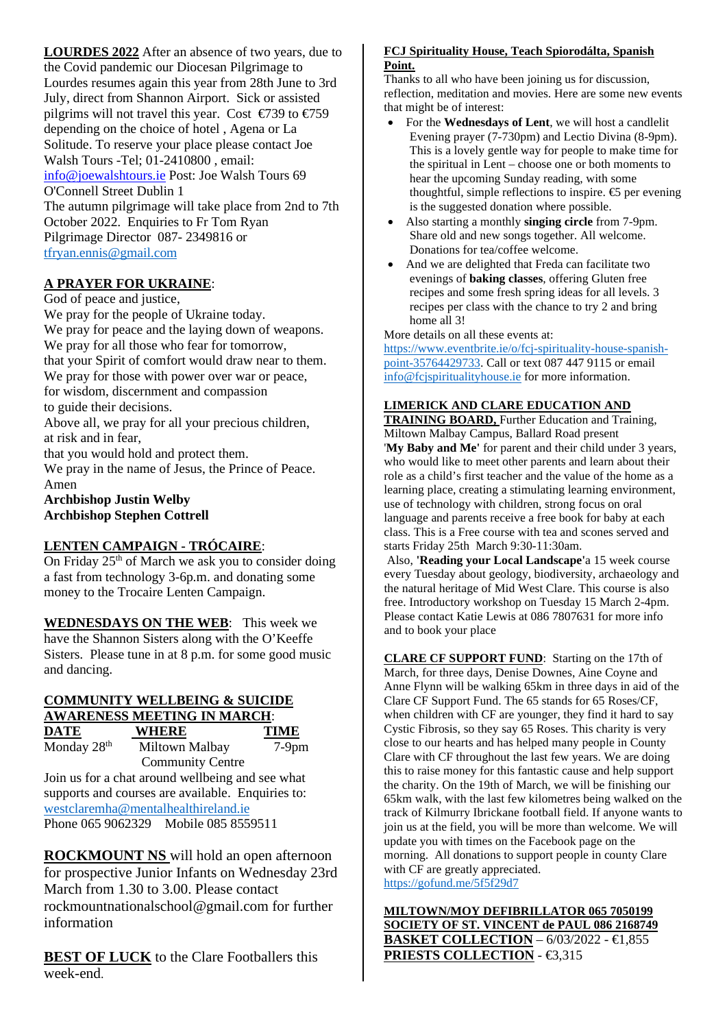**LOURDES 2022** After an absence of two years, due to the Covid pandemic our Diocesan Pilgrimage to Lourdes resumes again this year from 28th June to 3rd July, direct from Shannon Airport. Sick or assisted pilgrims will not travel this year. Cost €739 to €759 depending on the choice of hotel , Agena or La Solitude. To reserve your place please contact Joe Walsh Tours -Tel; 01-2410800 , email: info@joewalshtours.ie Post: Joe Walsh Tours 69 O'Connell Street Dublin 1
The autumn pilgrimage will take place from 2nd to 7th October 2022. Enquiries to Fr Tom Ryan Pilgrimage Director 087- 2349816 or tfryan.ennis@gmail.com

**A PRAYER FOR UKRAINE**:
God of peace and justice,
We pray for the people of Ukraine today.
We pray for peace and the laying down of weapons.
We pray for all those who fear for tomorrow,
that your Spirit of comfort would draw near to them.
We pray for those with power over war or peace,
for wisdom, discernment and compassion
to guide their decisions.
Above all, we pray for all your precious children,
at risk and in fear,
that you would hold and protect them.
We pray in the name of Jesus, the Prince of Peace.
Amen
**Archbishop Justin Welby**
**Archbishop Stephen Cottrell**

**LENTEN CAMPAIGN - TRÓCAIRE**:
On Friday 25th of March we ask you to consider doing a fast from technology 3-6p.m. and donating some money to the Trocaire Lenten Campaign.

**WEDNESDAYS ON THE WEB**: This week we have the Shannon Sisters along with the O'Keeffe Sisters. Please tune in at 8 p.m. for some good music and dancing.

**COMMUNITY WELLBEING & SUICIDE AWARENESS MEETING IN MARCH**:

| DATE | WHERE | TIME |
|---|---|---|
| Monday 28th | Miltown Malbay Community Centre | 7-9pm |

Join us for a chat around wellbeing and see what supports and courses are available. Enquiries to: westclaremha@mentalhealthireland.ie
Phone 065 9062329 Mobile 085 8559511

**ROCKMOUNT NS** will hold an open afternoon for prospective Junior Infants on Wednesday 23rd March from 1.30 to 3.00. Please contact rockmountnationalschool@gmail.com for further information

**BEST OF LUCK** to the Clare Footballers this week-end.

**FCJ Spirituality House, Teach Spiorodálta, Spanish Point.**
Thanks to all who have been joining us for discussion, reflection, meditation and movies. Here are some new events that might be of interest:

- For the **Wednesdays of Lent**, we will host a candlelit Evening prayer (7-730pm) and Lectio Divina (8-9pm). This is a lovely gentle way for people to make time for the spiritual in Lent – choose one or both moments to hear the upcoming Sunday reading, with some thoughtful, simple reflections to inspire. €5 per evening is the suggested donation where possible.
- Also starting a monthly **singing circle** from 7-9pm. Share old and new songs together. All welcome. Donations for tea/coffee welcome.
- And we are delighted that Freda can facilitate two evenings of **baking classes**, offering Gluten free recipes and some fresh spring ideas for all levels. 3 recipes per class with the chance to try 2 and bring home all 3!

More details on all these events at: https://www.eventbrite.ie/o/fcj-spirituality-house-spanish-point-35764429733. Call or text 087 447 9115 or email info@fcjspiritualityhouse.ie for more information.

**LIMERICK AND CLARE EDUCATION AND TRAINING BOARD,** Further Education and Training, Miltown Malbay Campus, Ballard Road present '**My Baby and Me**' for parent and their child under 3 years, who would like to meet other parents and learn about their role as a child's first teacher and the value of the home as a learning place, creating a stimulating learning environment, use of technology with children, strong focus on oral language and parents receive a free book for baby at each class. This is a Free course with tea and scones served and starts Friday 25th March 9:30-11:30am.
Also, **'Reading your Local Landscape'**a 15 week course every Tuesday about geology, biodiversity, archaeology and the natural heritage of Mid West Clare. This course is also free. Introductory workshop on Tuesday 15 March 2-4pm. Please contact Katie Lewis at 086 7807631 for more info and to book your place

**CLARE CF SUPPORT FUND**: Starting on the 17th of March, for three days, Denise Downes, Aine Coyne and Anne Flynn will be walking 65km in three days in aid of the Clare CF Support Fund. The 65 stands for 65 Roses/CF, when children with CF are younger, they find it hard to say Cystic Fibrosis, so they say 65 Roses. This charity is very close to our hearts and has helped many people in County Clare with CF throughout the last few years. We are doing this to raise money for this fantastic cause and help support the charity. On the 19th of March, we will be finishing our 65km walk, with the last few kilometres being walked on the track of Kilmurry Ibrickane football field. If anyone wants to join us at the field, you will be more than welcome. We will update you with times on the Facebook page on the morning. All donations to support people in county Clare with CF are greatly appreciated.
https://gofund.me/5f5f29d7

**MILTOWN/MOY DEFIBRILLATOR 065 7050199**
**SOCIETY OF ST. VINCENT de PAUL 086 2168749**
**BASKET COLLECTION** – 6/03/2022 - €1,855
**PRIESTS COLLECTION** - €3,315